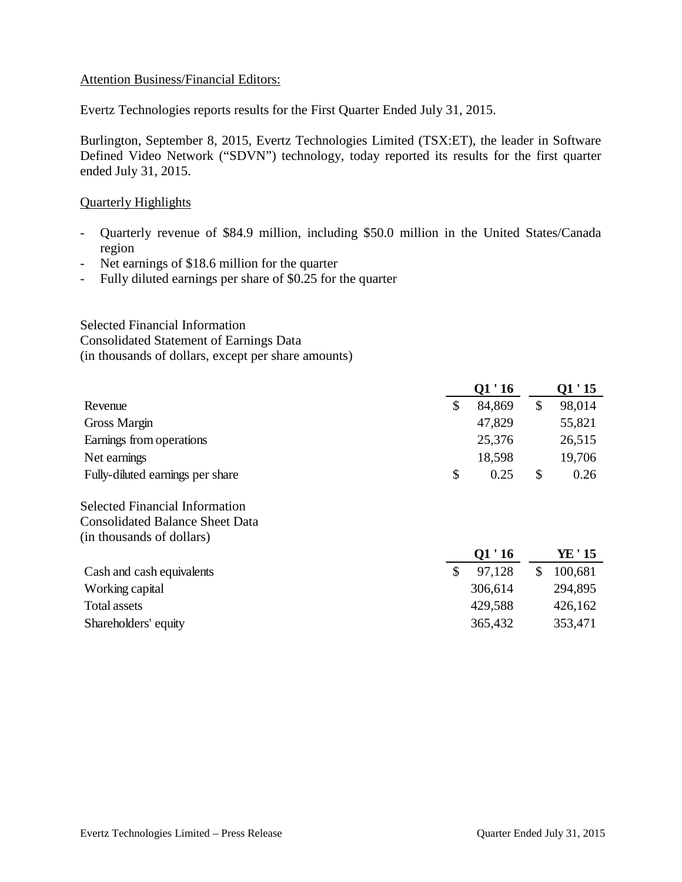Attention Business/Financial Editors:

Evertz Technologies reports results for the First Quarter Ended July 31, 2015.

Burlington, September 8, 2015, Evertz Technologies Limited (TSX:ET), the leader in Software Defined Video Network ("SDVN") technology, today reported its results for the first quarter ended July 31, 2015.

Quarterly Highlights

- Quarterly revenue of $84.9 million, including $50.0 million in the United States/Canada region
- Net earnings of $18.6 million for the quarter
- Fully diluted earnings per share of $0.25 for the quarter

Selected Financial Information
Consolidated Statement of Earnings Data
(in thousands of dollars, except per share amounts)

| | Q1 ' 16 | Q1 ' 15 |
|---|---|---|
| Revenue | $ 84,869 | $ 98,014 |
| Gross Margin | 47,829 | 55,821 |
| Earnings from operations | 25,376 | 26,515 |
| Net earnings | 18,598 | 19,706 |
| Fully-diluted earnings per share | $ 0.25 | $ 0.26 |

Selected Financial Information
Consolidated Balance Sheet Data
(in thousands of dollars)

| | Q1 ' 16 | YE ' 15 |
|---|---|---|
| Cash and cash equivalents | $ 97,128 | $ 100,681 |
| Working capital | 306,614 | 294,895 |
| Total assets | 429,588 | 426,162 |
| Shareholders' equity | 365,432 | 353,471 |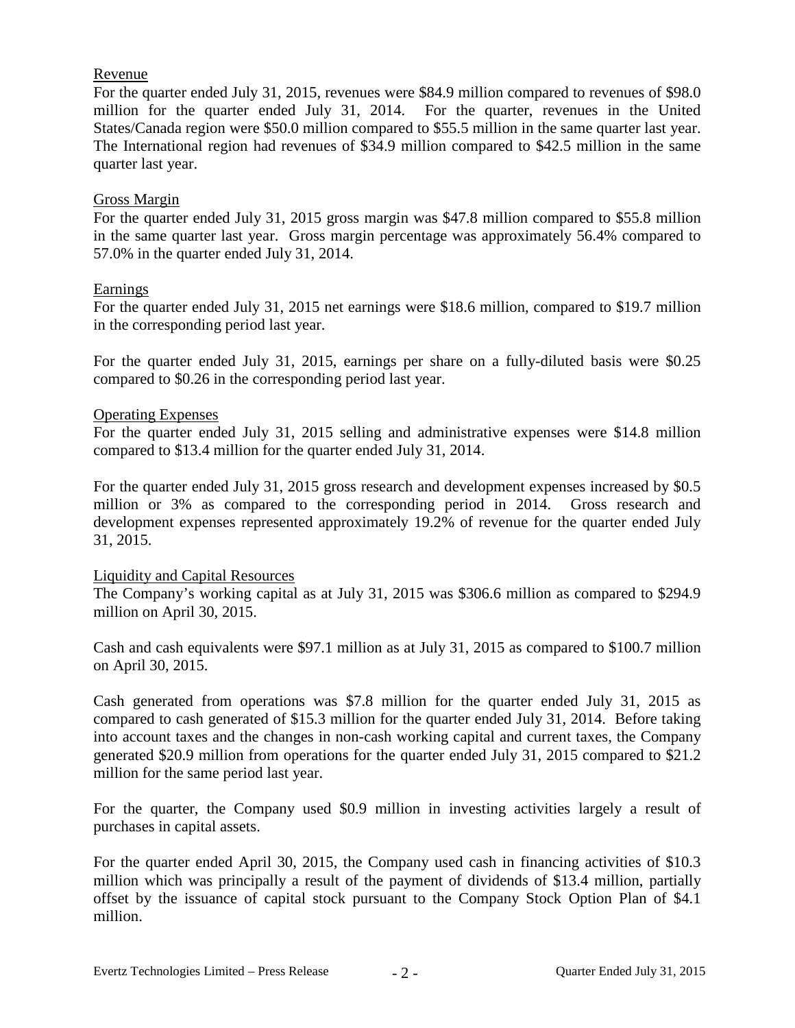## Revenue

For the quarter ended July 31, 2015, revenues were $84.9 million compared to revenues of $98.0 million for the quarter ended July 31, 2014. For the quarter, revenues in the United States/Canada region were $50.0 million compared to $55.5 million in the same quarter last year. The International region had revenues of $34.9 million compared to $42.5 million in the same quarter last year.

## Gross Margin

For the quarter ended July 31, 2015 gross margin was $47.8 million compared to $55.8 million in the same quarter last year. Gross margin percentage was approximately 56.4% compared to 57.0% in the quarter ended July 31, 2014.

## Earnings

For the quarter ended July 31, 2015 net earnings were $18.6 million, compared to $19.7 million in the corresponding period last year.

For the quarter ended July 31, 2015, earnings per share on a fully-diluted basis were $0.25 compared to $0.26 in the corresponding period last year.

## Operating Expenses

For the quarter ended July 31, 2015 selling and administrative expenses were $14.8 million compared to $13.4 million for the quarter ended July 31, 2014.

For the quarter ended July 31, 2015 gross research and development expenses increased by $0.5 million or 3% as compared to the corresponding period in 2014. Gross research and development expenses represented approximately 19.2% of revenue for the quarter ended July 31, 2015.

## Liquidity and Capital Resources

The Company's working capital as at July 31, 2015 was $306.6 million as compared to $294.9 million on April 30, 2015.

Cash and cash equivalents were $97.1 million as at July 31, 2015 as compared to $100.7 million on April 30, 2015.

Cash generated from operations was $7.8 million for the quarter ended July 31, 2015 as compared to cash generated of $15.3 million for the quarter ended July 31, 2014. Before taking into account taxes and the changes in non-cash working capital and current taxes, the Company generated $20.9 million from operations for the quarter ended July 31, 2015 compared to $21.2 million for the same period last year.

For the quarter, the Company used $0.9 million in investing activities largely a result of purchases in capital assets.

For the quarter ended April 30, 2015, the Company used cash in financing activities of $10.3 million which was principally a result of the payment of dividends of $13.4 million, partially offset by the issuance of capital stock pursuant to the Company Stock Option Plan of $4.1 million.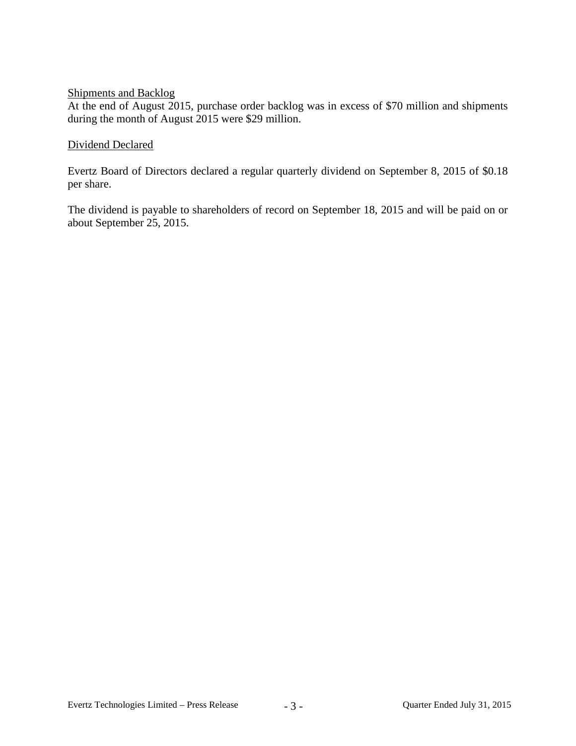Shipments and Backlog

At the end of August 2015, purchase order backlog was in excess of $70 million and shipments during the month of August 2015 were $29 million.

Dividend Declared

Evertz Board of Directors declared a regular quarterly dividend on September 8, 2015 of $0.18 per share.

The dividend is payable to shareholders of record on September 18, 2015 and will be paid on or about September 25, 2015.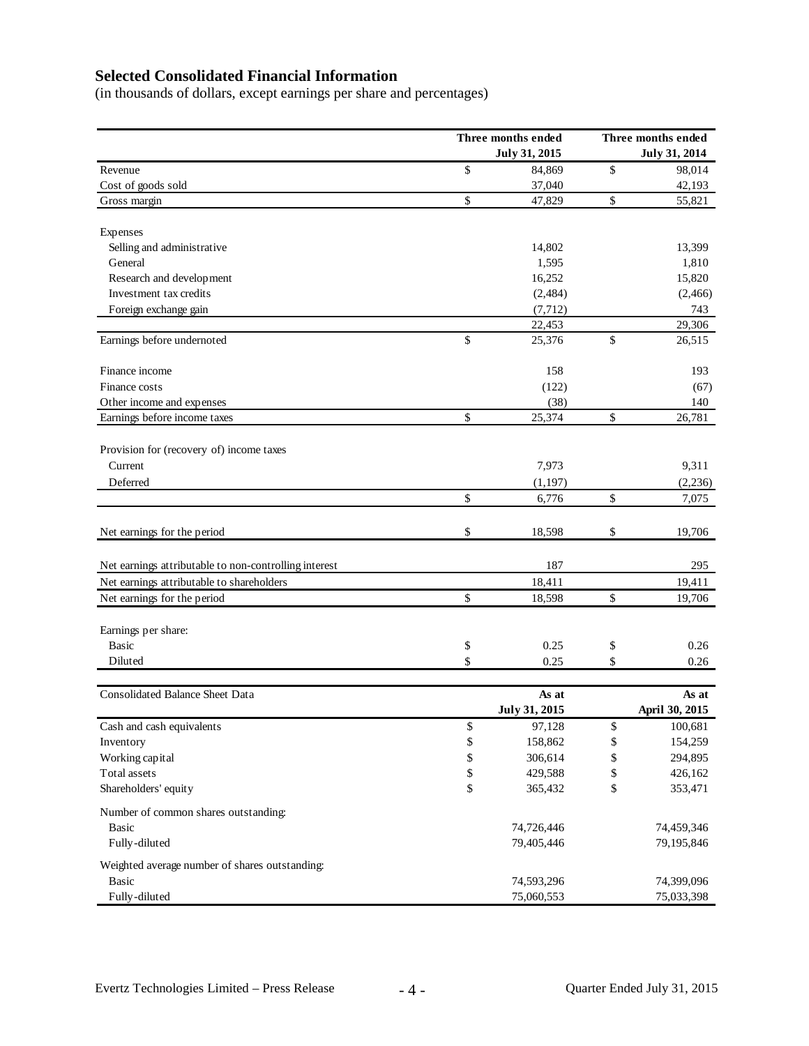# Selected Consolidated Financial Information

(in thousands of dollars, except earnings per share and percentages)

| | Three months ended July 31, 2015 | Three months ended July 31, 2014 |
|---|---|---|
| Revenue | $ 84,869 | $ 98,014 |
| Cost of goods sold | 37,040 | 42,193 |
| Gross margin | $ 47,829 | $ 55,821 |
| | | |
| Expenses | | |
| Selling and administrative | 14,802 | 13,399 |
| General | 1,595 | 1,810 |
| Research and development | 16,252 | 15,820 |
| Investment tax credits | (2,484) | (2,466) |
| Foreign exchange gain | (7,712) | 743 |
| | 22,453 | 29,306 |
| Earnings before undernoted | $ 25,376 | $ 26,515 |
| | | |
| Finance income | 158 | 193 |
| Finance costs | (122) | (67) |
| Other income and expenses | (38) | 140 |
| Earnings before income taxes | $ 25,374 | $ 26,781 |
| | | |
| Provision for (recovery of) income taxes | | |
| Current | 7,973 | 9,311 |
| Deferred | (1,197) | (2,236) |
| | $ 6,776 | $ 7,075 |
| | | |
| Net earnings for the period | $ 18,598 | $ 19,706 |
| | | |
| Net earnings attributable to non-controlling interest | 187 | 295 |
| Net earnings attributable to shareholders | 18,411 | 19,411 |
| Net earnings for the period | $ 18,598 | $ 19,706 |
| | | |
| Earnings per share: | | |
| Basic | $ 0.25 | $ 0.26 |
| Diluted | $ 0.25 | $ 0.26 |

| Consolidated Balance Sheet Data | As at July 31, 2015 | As at April 30, 2015 |
|---|---|---|
| Cash and cash equivalents | $ 97,128 | $ 100,681 |
| Inventory | $ 158,862 | $ 154,259 |
| Working capital | $ 306,614 | $ 294,895 |
| Total assets | $ 429,588 | $ 426,162 |
| Shareholders' equity | $ 365,432 | $ 353,471 |
| | | |
| Number of common shares outstanding: | | |
| Basic | 74,726,446 | 74,459,346 |
| Fully-diluted | 79,405,446 | 79,195,846 |
| | | |
| Weighted average number of shares outstanding: | | |
| Basic | 74,593,296 | 74,399,096 |
| Fully-diluted | 75,060,553 | 75,033,398 |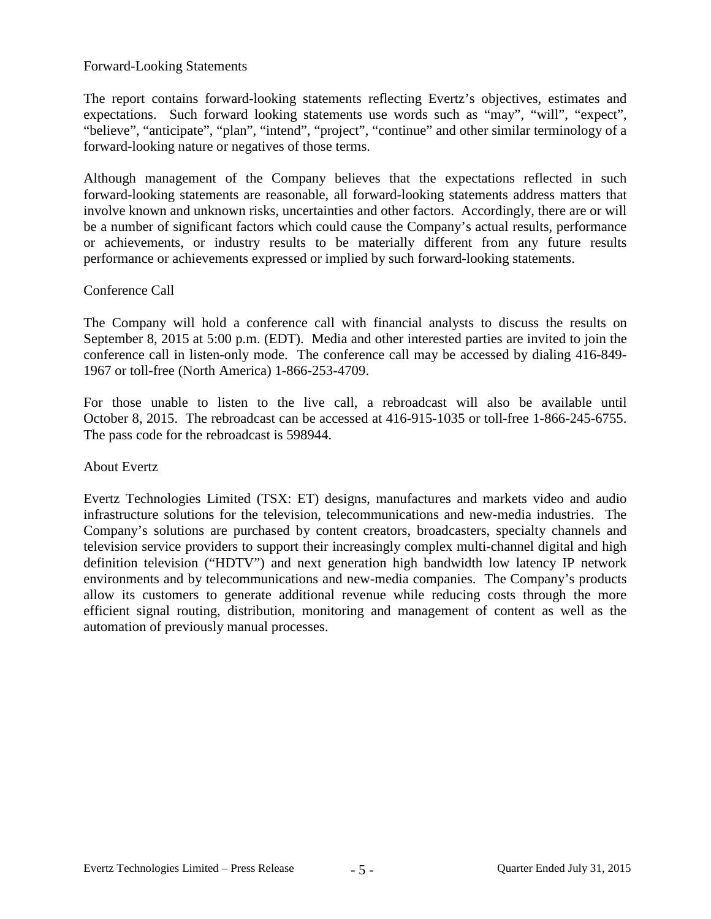## Forward-Looking Statements

The report contains forward-looking statements reflecting Evertz's objectives, estimates and expectations. Such forward looking statements use words such as "may", "will", "expect", "believe", "anticipate", "plan", "intend", "project", "continue" and other similar terminology of a forward-looking nature or negatives of those terms.

Although management of the Company believes that the expectations reflected in such forward-looking statements are reasonable, all forward-looking statements address matters that involve known and unknown risks, uncertainties and other factors. Accordingly, there are or will be a number of significant factors which could cause the Company's actual results, performance or achievements, or industry results to be materially different from any future results performance or achievements expressed or implied by such forward-looking statements.

## Conference Call

The Company will hold a conference call with financial analysts to discuss the results on September 8, 2015 at 5:00 p.m. (EDT). Media and other interested parties are invited to join the conference call in listen-only mode. The conference call may be accessed by dialing 416-849-1967 or toll-free (North America) 1-866-253-4709.

For those unable to listen to the live call, a rebroadcast will also be available until October 8, 2015. The rebroadcast can be accessed at 416-915-1035 or toll-free 1-866-245-6755. The pass code for the rebroadcast is 598944.

## About Evertz

Evertz Technologies Limited (TSX: ET) designs, manufactures and markets video and audio infrastructure solutions for the television, telecommunications and new-media industries. The Company's solutions are purchased by content creators, broadcasters, specialty channels and television service providers to support their increasingly complex multi-channel digital and high definition television ("HDTV") and next generation high bandwidth low latency IP network environments and by telecommunications and new-media companies. The Company's products allow its customers to generate additional revenue while reducing costs through the more efficient signal routing, distribution, monitoring and management of content as well as the automation of previously manual processes.